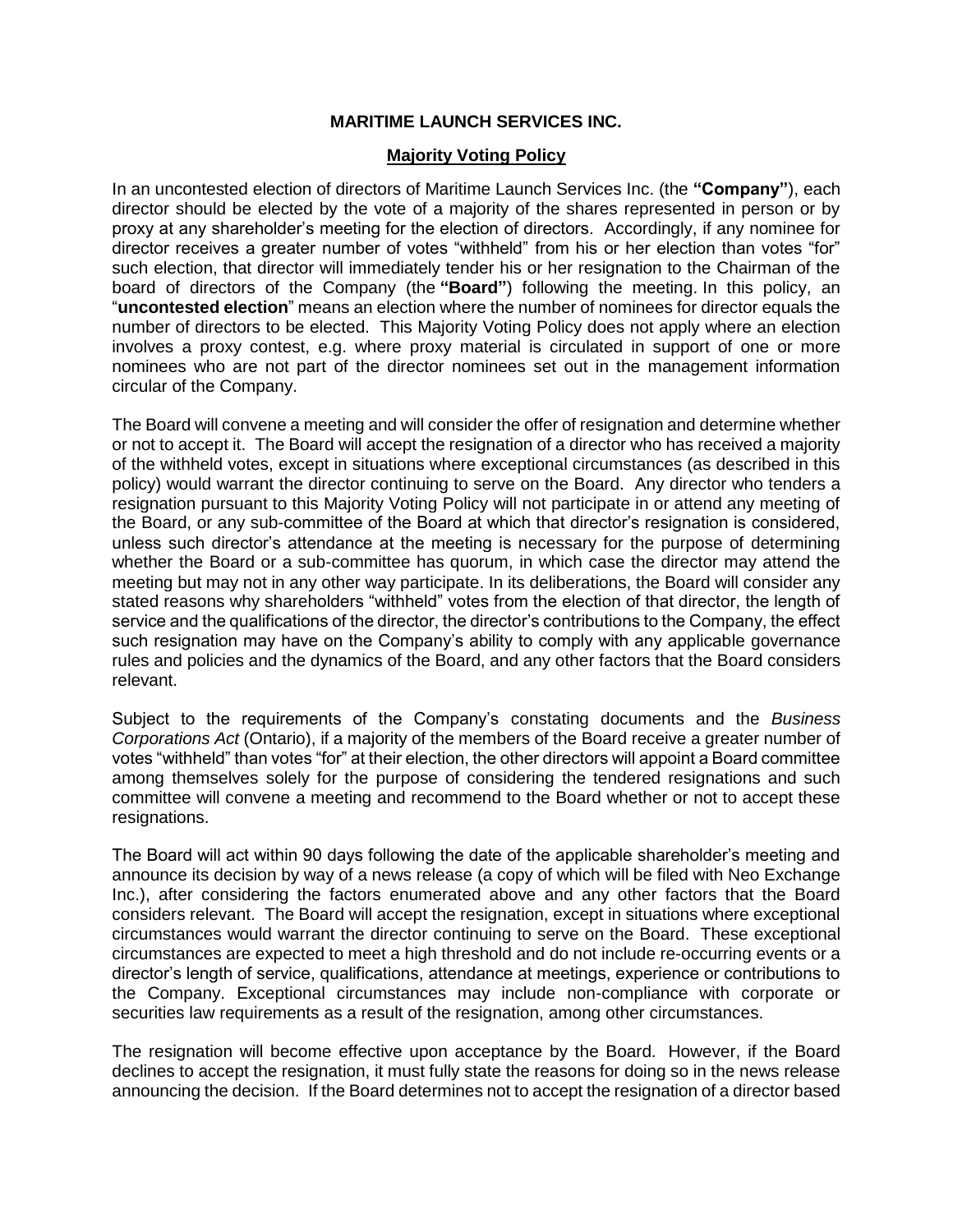# MARITIME LAUNCH SERVICES INC.

## Majority Voting Policy

In an uncontested election of directors of Maritime Launch Services Inc. (the **"Company"**), each director should be elected by the vote of a majority of the shares represented in person or by proxy at any shareholder's meeting for the election of directors. Accordingly, if any nominee for director receives a greater number of votes "withheld" from his or her election than votes "for" such election, that director will immediately tender his or her resignation to the Chairman of the board of directors of the Company (the **"Board"**) following the meeting. In this policy, an "**uncontested election**" means an election where the number of nominees for director equals the number of directors to be elected. This Majority Voting Policy does not apply where an election involves a proxy contest, e.g. where proxy material is circulated in support of one or more nominees who are not part of the director nominees set out in the management information circular of the Company.

The Board will convene a meeting and will consider the offer of resignation and determine whether or not to accept it. The Board will accept the resignation of a director who has received a majority of the withheld votes, except in situations where exceptional circumstances (as described in this policy) would warrant the director continuing to serve on the Board. Any director who tenders a resignation pursuant to this Majority Voting Policy will not participate in or attend any meeting of the Board, or any sub-committee of the Board at which that director's resignation is considered, unless such director's attendance at the meeting is necessary for the purpose of determining whether the Board or a sub-committee has quorum, in which case the director may attend the meeting but may not in any other way participate. In its deliberations, the Board will consider any stated reasons why shareholders "withheld" votes from the election of that director, the length of service and the qualifications of the director, the director's contributions to the Company, the effect such resignation may have on the Company's ability to comply with any applicable governance rules and policies and the dynamics of the Board, and any other factors that the Board considers relevant.

Subject to the requirements of the Company's constating documents and the *Business Corporations Act* (Ontario), if a majority of the members of the Board receive a greater number of votes "withheld" than votes "for" at their election, the other directors will appoint a Board committee among themselves solely for the purpose of considering the tendered resignations and such committee will convene a meeting and recommend to the Board whether or not to accept these resignations.

The Board will act within 90 days following the date of the applicable shareholder's meeting and announce its decision by way of a news release (a copy of which will be filed with Neo Exchange Inc.), after considering the factors enumerated above and any other factors that the Board considers relevant. The Board will accept the resignation, except in situations where exceptional circumstances would warrant the director continuing to serve on the Board. These exceptional circumstances are expected to meet a high threshold and do not include re-occurring events or a director's length of service, qualifications, attendance at meetings, experience or contributions to the Company. Exceptional circumstances may include non-compliance with corporate or securities law requirements as a result of the resignation, among other circumstances.

The resignation will become effective upon acceptance by the Board. However, if the Board declines to accept the resignation, it must fully state the reasons for doing so in the news release announcing the decision. If the Board determines not to accept the resignation of a director based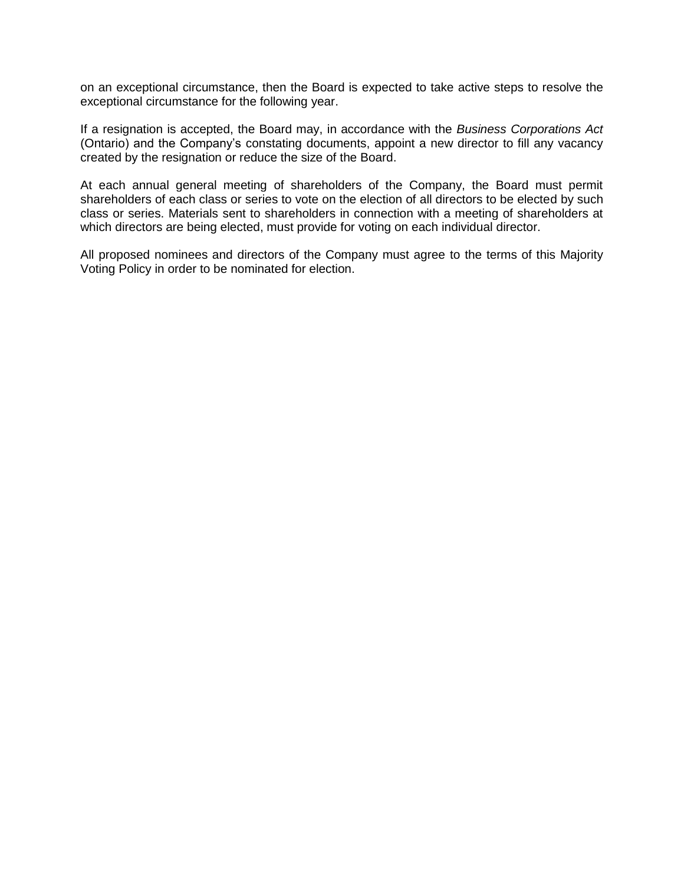on an exceptional circumstance, then the Board is expected to take active steps to resolve the exceptional circumstance for the following year.

If a resignation is accepted, the Board may, in accordance with the *Business Corporations Act* (Ontario) and the Company's constating documents, appoint a new director to fill any vacancy created by the resignation or reduce the size of the Board.

At each annual general meeting of shareholders of the Company, the Board must permit shareholders of each class or series to vote on the election of all directors to be elected by such class or series. Materials sent to shareholders in connection with a meeting of shareholders at which directors are being elected, must provide for voting on each individual director.

All proposed nominees and directors of the Company must agree to the terms of this Majority Voting Policy in order to be nominated for election.